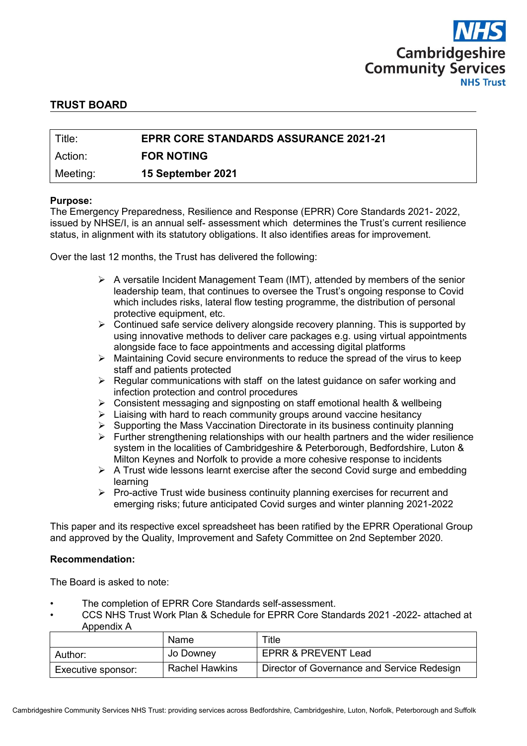NHS
Cambridgeshire Community Services
NHS Trust

## TRUST BOARD

| | |
|---|---|
| Title: | **EPRR CORE STANDARDS ASSURANCE 2021-21** |
| Action: | **FOR NOTING** |
| Meeting: | **15 September 2021** |

**Purpose:**
The Emergency Preparedness, Resilience and Response (EPRR) Core Standards 2021- 2022, issued by NHSE/I, is an annual self- assessment which determines the Trust's current resilience status, in alignment with its statutory obligations. It also identifies areas for improvement.

Over the last 12 months, the Trust has delivered the following:

- A versatile Incident Management Team (IMT), attended by members of the senior leadership team, that continues to oversee the Trust's ongoing response to Covid which includes risks, lateral flow testing programme, the distribution of personal protective equipment, etc.
- Continued safe service delivery alongside recovery planning. This is supported by using innovative methods to deliver care packages e.g. using virtual appointments alongside face to face appointments and accessing digital platforms
- Maintaining Covid secure environments to reduce the spread of the virus to keep staff and patients protected
- Regular communications with staff on the latest guidance on safer working and infection protection and control procedures
- Consistent messaging and signposting on staff emotional health & wellbeing
- Liaising with hard to reach community groups around vaccine hesitancy
- Supporting the Mass Vaccination Directorate in its business continuity planning
- Further strengthening relationships with our health partners and the wider resilience system in the localities of Cambridgeshire & Peterborough, Bedfordshire, Luton & Milton Keynes and Norfolk to provide a more cohesive response to incidents
- A Trust wide lessons learnt exercise after the second Covid surge and embedding learning
- Pro-active Trust wide business continuity planning exercises for recurrent and emerging risks; future anticipated Covid surges and winter planning 2021-2022

This paper and its respective excel spreadsheet has been ratified by the EPRR Operational Group and approved by the Quality, Improvement and Safety Committee on 2nd September 2020.

**Recommendation:**

The Board is asked to note:

- The completion of EPRR Core Standards self-assessment.
- CCS NHS Trust Work Plan & Schedule for EPRR Core Standards 2021 -2022- attached at Appendix A

| | Name | Title |
|---|---|---|
| Author: | Jo Downey | EPRR & PREVENT Lead |
| Executive sponsor: | Rachel Hawkins | Director of Governance and Service Redesign |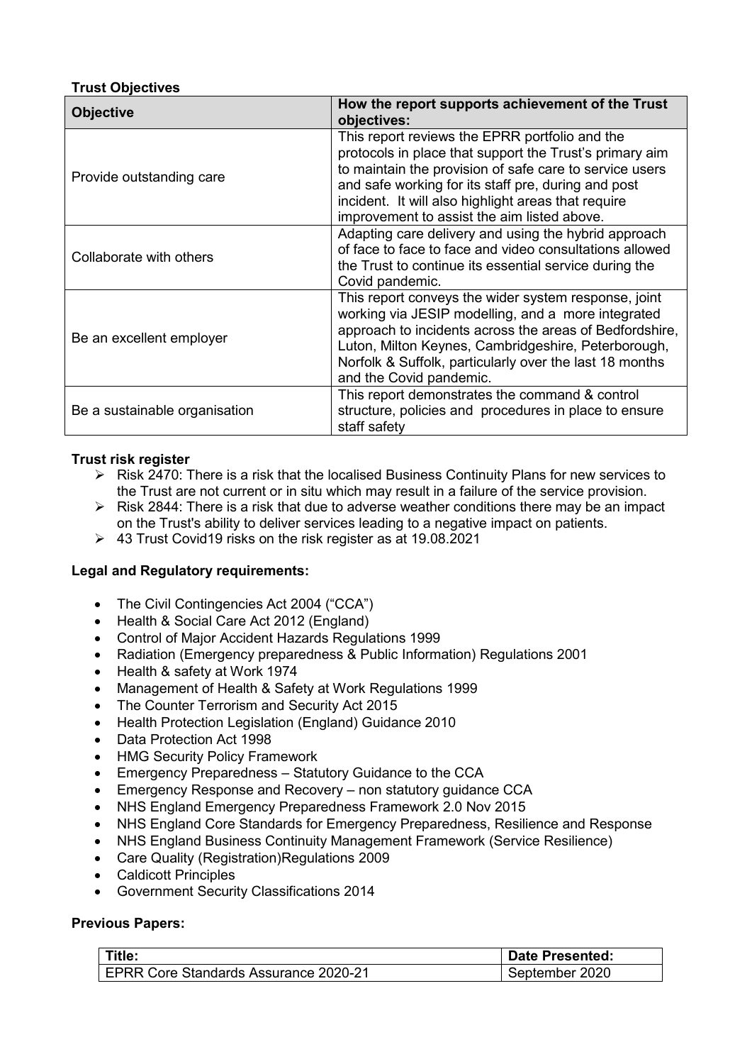**Trust Objectives**

| Objective | How the report supports achievement of the Trust objectives: |
|---|---|
| Provide outstanding care | This report reviews the EPRR portfolio and the protocols in place that support the Trust's primary aim to maintain the provision of safe care to service users and safe working for its staff pre, during and post incident. It will also highlight areas that require improvement to assist the aim listed above. |
| Collaborate with others | Adapting care delivery and using the hybrid approach of face to face to face and video consultations allowed the Trust to continue its essential service during the Covid pandemic. |
| Be an excellent employer | This report conveys the wider system response, joint working via JESIP modelling, and a more integrated approach to incidents across the areas of Bedfordshire, Luton, Milton Keynes, Cambridgeshire, Peterborough, Norfolk & Suffolk, particularly over the last 18 months and the Covid pandemic. |
| Be a sustainable organisation | This report demonstrates the command & control structure, policies and procedures in place to ensure staff safety |

**Trust risk register**

- Risk 2470: There is a risk that the localised Business Continuity Plans for new services to the Trust are not current or in situ which may result in a failure of the service provision.
- Risk 2844: There is a risk that due to adverse weather conditions there may be an impact on the Trust's ability to deliver services leading to a negative impact on patients.
- 43 Trust Covid19 risks on the risk register as at 19.08.2021

**Legal and Regulatory requirements:**

- The Civil Contingencies Act 2004 ("CCA")
- Health & Social Care Act 2012 (England)
- Control of Major Accident Hazards Regulations 1999
- Radiation (Emergency preparedness & Public Information) Regulations 2001
- Health & safety at Work 1974
- Management of Health & Safety at Work Regulations 1999
- The Counter Terrorism and Security Act 2015
- Health Protection Legislation (England) Guidance 2010
- Data Protection Act 1998
- HMG Security Policy Framework
- Emergency Preparedness – Statutory Guidance to the CCA
- Emergency Response and Recovery – non statutory guidance CCA
- NHS England Emergency Preparedness Framework 2.0 Nov 2015
- NHS England Core Standards for Emergency Preparedness, Resilience and Response
- NHS England Business Continuity Management Framework (Service Resilience)
- Care Quality (Registration)Regulations 2009
- Caldicott Principles
- Government Security Classifications 2014

**Previous Papers:**

| Title: | Date Presented: |
|---|---|
| EPRR Core Standards Assurance 2020-21 | September 2020 |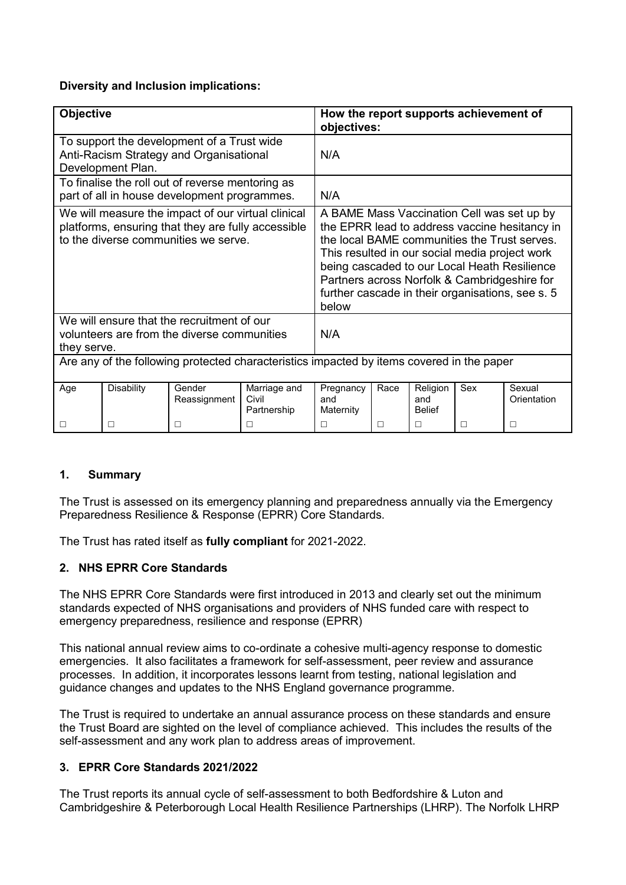**Diversity and Inclusion implications:**

| Objective | How the report supports achievement of objectives: |
|---|---|
| To support the development of a Trust wide Anti-Racism Strategy and Organisational Development Plan. | N/A |
| To finalise the roll out of reverse mentoring as part of all in house development programmes. | N/A |
| We will measure the impact of our virtual clinical platforms, ensuring that they are fully accessible to the diverse communities we serve. | A BAME Mass Vaccination Cell was set up by the EPRR lead to address vaccine hesitancy in the local BAME communities the Trust serves. This resulted in our social media project work being cascaded to our Local Heath Resilience Partners across Norfolk & Cambridgeshire for further cascade in their organisations, see s. 5 below |
| We will ensure that the recruitment of our volunteers are from the diverse communities they serve. | N/A |

Are any of the following protected characteristics impacted by items covered in the paper

| Age | Disability | Gender Reassignment | Marriage and Civil Partnership | Pregnancy and Maternity | Race | Religion and Belief | Sex | Sexual Orientation |
|---|---|---|---|---|---|---|---|---|
| ☐ | ☐ | ☐ | ☐ | ☐ | ☐ | ☐ | ☐ | ☐ |

## 1. Summary

The Trust is assessed on its emergency planning and preparedness annually via the Emergency Preparedness Resilience & Response (EPRR) Core Standards.

The Trust has rated itself as **fully compliant** for 2021-2022.

## 2. NHS EPRR Core Standards

The NHS EPRR Core Standards were first introduced in 2013 and clearly set out the minimum standards expected of NHS organisations and providers of NHS funded care with respect to emergency preparedness, resilience and response (EPRR)

This national annual review aims to co-ordinate a cohesive multi-agency response to domestic emergencies. It also facilitates a framework for self-assessment, peer review and assurance processes. In addition, it incorporates lessons learnt from testing, national legislation and guidance changes and updates to the NHS England governance programme.

The Trust is required to undertake an annual assurance process on these standards and ensure the Trust Board are sighted on the level of compliance achieved. This includes the results of the self-assessment and any work plan to address areas of improvement.

## 3. EPRR Core Standards 2021/2022

The Trust reports its annual cycle of self-assessment to both Bedfordshire & Luton and Cambridgeshire & Peterborough Local Health Resilience Partnerships (LHRP). The Norfolk LHRP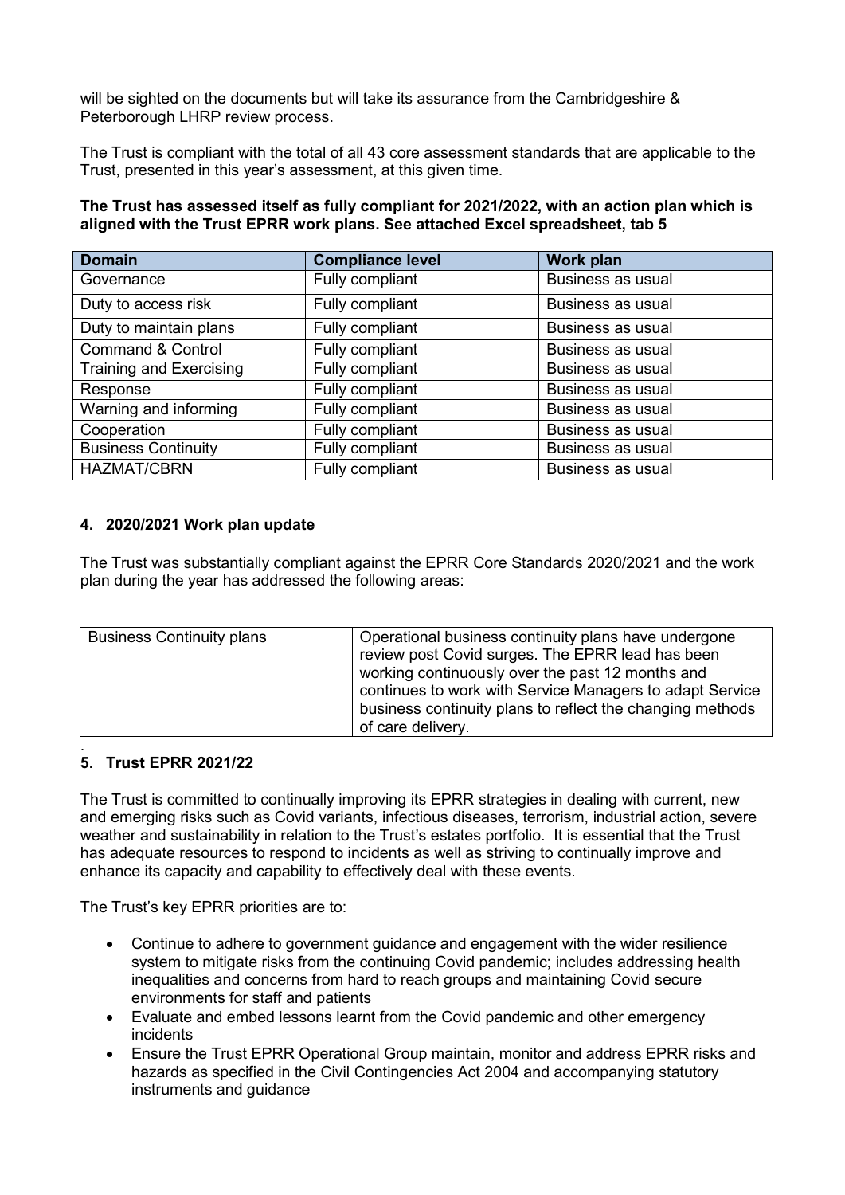will be sighted on the documents but will take its assurance from the Cambridgeshire & Peterborough LHRP review process.

The Trust is compliant with the total of all 43 core assessment standards that are applicable to the Trust, presented in this year's assessment, at this given time.

**The Trust has assessed itself as fully compliant for 2021/2022, with an action plan which is aligned with the Trust EPRR work plans. See attached Excel spreadsheet, tab 5**

| Domain | Compliance level | Work plan |
|---|---|---|
| Governance | Fully compliant | Business as usual |
| Duty to access risk | Fully compliant | Business as usual |
| Duty to maintain plans | Fully compliant | Business as usual |
| Command & Control | Fully compliant | Business as usual |
| Training and Exercising | Fully compliant | Business as usual |
| Response | Fully compliant | Business as usual |
| Warning and informing | Fully compliant | Business as usual |
| Cooperation | Fully compliant | Business as usual |
| Business Continuity | Fully compliant | Business as usual |
| HAZMAT/CBRN | Fully compliant | Business as usual |

## 4. 2020/2021 Work plan update

The Trust was substantially compliant against the EPRR Core Standards 2020/2021 and the work plan during the year has addressed the following areas:

| | |
|---|---|
| Business Continuity plans | Operational business continuity plans have undergone review post Covid surges. The EPRR lead has been working continuously over the past 12 months and continues to work with Service Managers to adapt Service business continuity plans to reflect the changing methods of care delivery. |

## 5. Trust EPRR 2021/22

The Trust is committed to continually improving its EPRR strategies in dealing with current, new and emerging risks such as Covid variants, infectious diseases, terrorism, industrial action, severe weather and sustainability in relation to the Trust's estates portfolio. It is essential that the Trust has adequate resources to respond to incidents as well as striving to continually improve and enhance its capacity and capability to effectively deal with these events.

The Trust's key EPRR priorities are to:

- Continue to adhere to government guidance and engagement with the wider resilience system to mitigate risks from the continuing Covid pandemic; includes addressing health inequalities and concerns from hard to reach groups and maintaining Covid secure environments for staff and patients
- Evaluate and embed lessons learnt from the Covid pandemic and other emergency incidents
- Ensure the Trust EPRR Operational Group maintain, monitor and address EPRR risks and hazards as specified in the Civil Contingencies Act 2004 and accompanying statutory instruments and guidance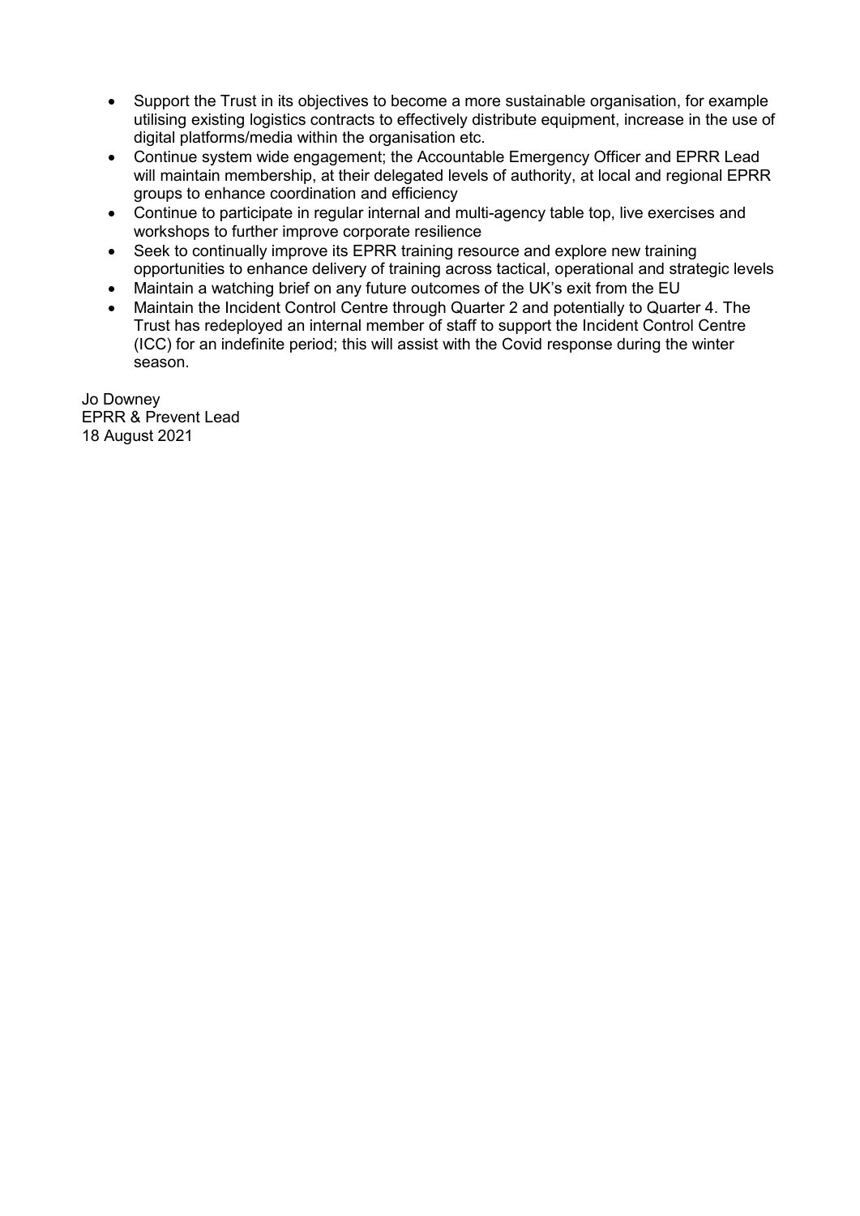- Support the Trust in its objectives to become a more sustainable organisation, for example utilising existing logistics contracts to effectively distribute equipment, increase in the use of digital platforms/media within the organisation etc.
- Continue system wide engagement; the Accountable Emergency Officer and EPRR Lead will maintain membership, at their delegated levels of authority, at local and regional EPRR groups to enhance coordination and efficiency
- Continue to participate in regular internal and multi-agency table top, live exercises and workshops to further improve corporate resilience
- Seek to continually improve its EPRR training resource and explore new training opportunities to enhance delivery of training across tactical, operational and strategic levels
- Maintain a watching brief on any future outcomes of the UK's exit from the EU
- Maintain the Incident Control Centre through Quarter 2 and potentially to Quarter 4. The Trust has redeployed an internal member of staff to support the Incident Control Centre (ICC) for an indefinite period; this will assist with the Covid response during the winter season.

Jo Downey
EPRR & Prevent Lead
18 August 2021